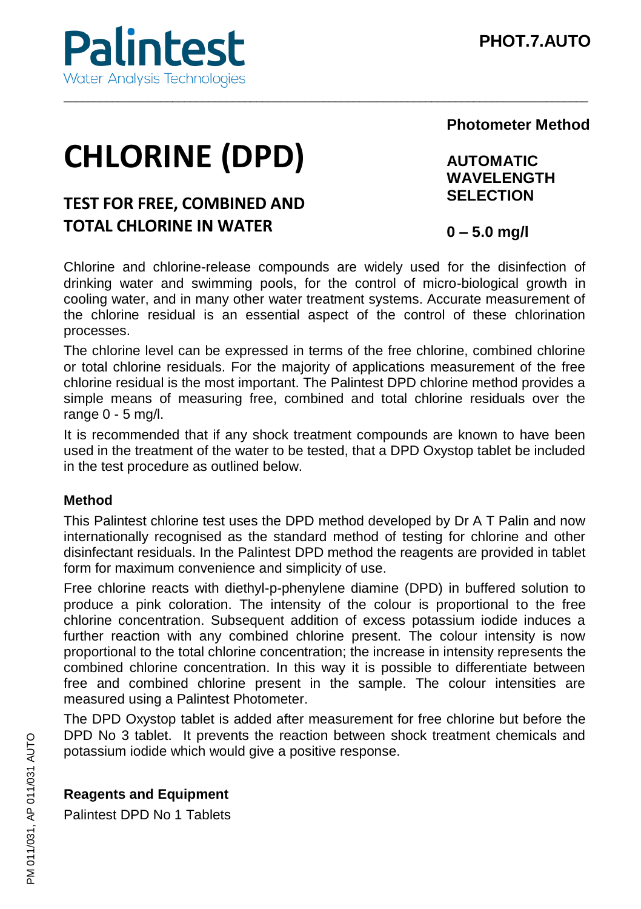# CHLORINE (DPD)

## TEST FOR FREE, COMBINED AND TOTAL CHLORINE IN WATER

PHOT.7.AUTO

**Photometer Method**

**AUTOMATIC WAVELENGTH SELECTION**

**0 – 5.0 mg/l**

Chlorine and chlorine-release compounds are widely used for the disinfection of drinking water and swimming pools, for the control of micro-biological growth in cooling water, and in many other water treatment systems. Accurate measurement of the chlorine residual is an essential aspect of the control of these chlorination processes.

The chlorine level can be expressed in terms of the free chlorine, combined chlorine or total chlorine residuals. For the majority of applications measurement of the free chlorine residual is the most important. The Palintest DPD chlorine method provides a simple means of measuring free, combined and total chlorine residuals over the range 0 - 5 mg/l.

It is recommended that if any shock treatment compounds are known to have been used in the treatment of the water to be tested, that a DPD Oxystop tablet be included in the test procedure as outlined below.

### Method

This Palintest chlorine test uses the DPD method developed by Dr A T Palin and now internationally recognised as the standard method of testing for chlorine and other disinfectant residuals. In the Palintest DPD method the reagents are provided in tablet form for maximum convenience and simplicity of use.

Free chlorine reacts with diethyl-p-phenylene diamine (DPD) in buffered solution to produce a pink coloration. The intensity of the colour is proportional to the free chlorine concentration. Subsequent addition of excess potassium iodide induces a further reaction with any combined chlorine present. The colour intensity is now proportional to the total chlorine concentration; the increase in intensity represents the combined chlorine concentration. In this way it is possible to differentiate between free and combined chlorine present in the sample. The colour intensities are measured using a Palintest Photometer.

The DPD Oxystop tablet is added after measurement for free chlorine but before the DPD No 3 tablet. It prevents the reaction between shock treatment chemicals and potassium iodide which would give a positive response.

### Reagents and Equipment

Palintest DPD No 1 Tablets

PM 011/031, AP 011/031 AUTO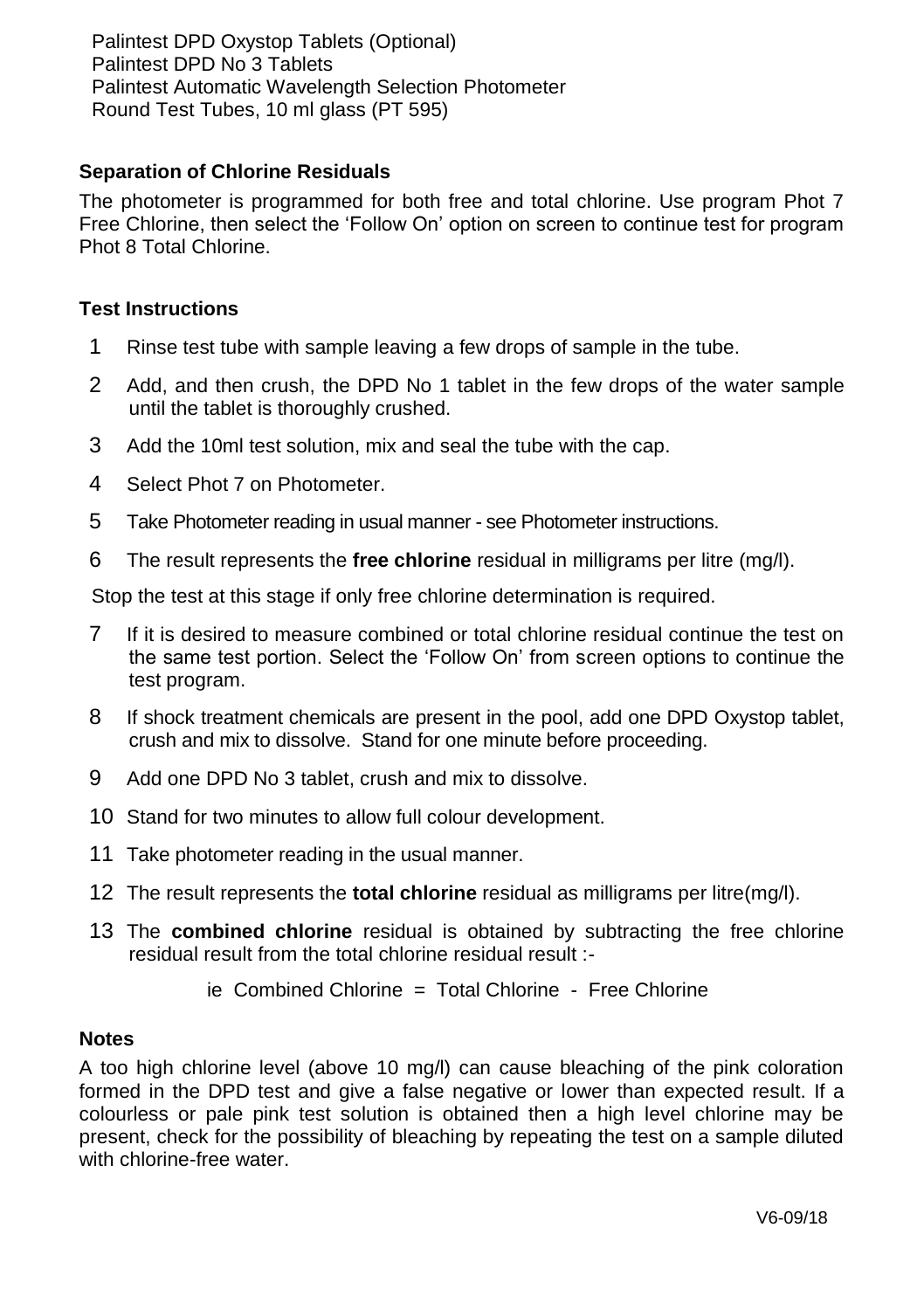Palintest DPD Oxystop Tablets (Optional)
Palintest DPD No 3 Tablets
Palintest Automatic Wavelength Selection Photometer
Round Test Tubes, 10 ml glass (PT 595)

### Separation of Chlorine Residuals

The photometer is programmed for both free and total chlorine. Use program Phot 7 Free Chlorine, then select the 'Follow On' option on screen to continue test for program Phot 8 Total Chlorine.

### Test Instructions

1. Rinse test tube with sample leaving a few drops of sample in the tube.
2. Add, and then crush, the DPD No 1 tablet in the few drops of the water sample until the tablet is thoroughly crushed.
3. Add the 10ml test solution, mix and seal the tube with the cap.
4. Select Phot 7 on Photometer.
5. Take Photometer reading in usual manner - see Photometer instructions.
6. The result represents the **free chlorine** residual in milligrams per litre (mg/l).

Stop the test at this stage if only free chlorine determination is required.

7. If it is desired to measure combined or total chlorine residual continue the test on the same test portion. Select the 'Follow On' from screen options to continue the test program.
8. If shock treatment chemicals are present in the pool, add one DPD Oxystop tablet, crush and mix to dissolve. Stand for one minute before proceeding.
9. Add one DPD No 3 tablet, crush and mix to dissolve.
10. Stand for two minutes to allow full colour development.
11. Take photometer reading in the usual manner.
12. The result represents the **total chlorine** residual as milligrams per litre(mg/l).
13. The **combined chlorine** residual is obtained by subtracting the free chlorine residual result from the total chlorine residual result :-

    ie Combined Chlorine = Total Chlorine - Free Chlorine

### Notes

A too high chlorine level (above 10 mg/l) can cause bleaching of the pink coloration formed in the DPD test and give a false negative or lower than expected result. If a colourless or pale pink test solution is obtained then a high level chlorine may be present, check for the possibility of bleaching by repeating the test on a sample diluted with chlorine-free water.

V6-09/18